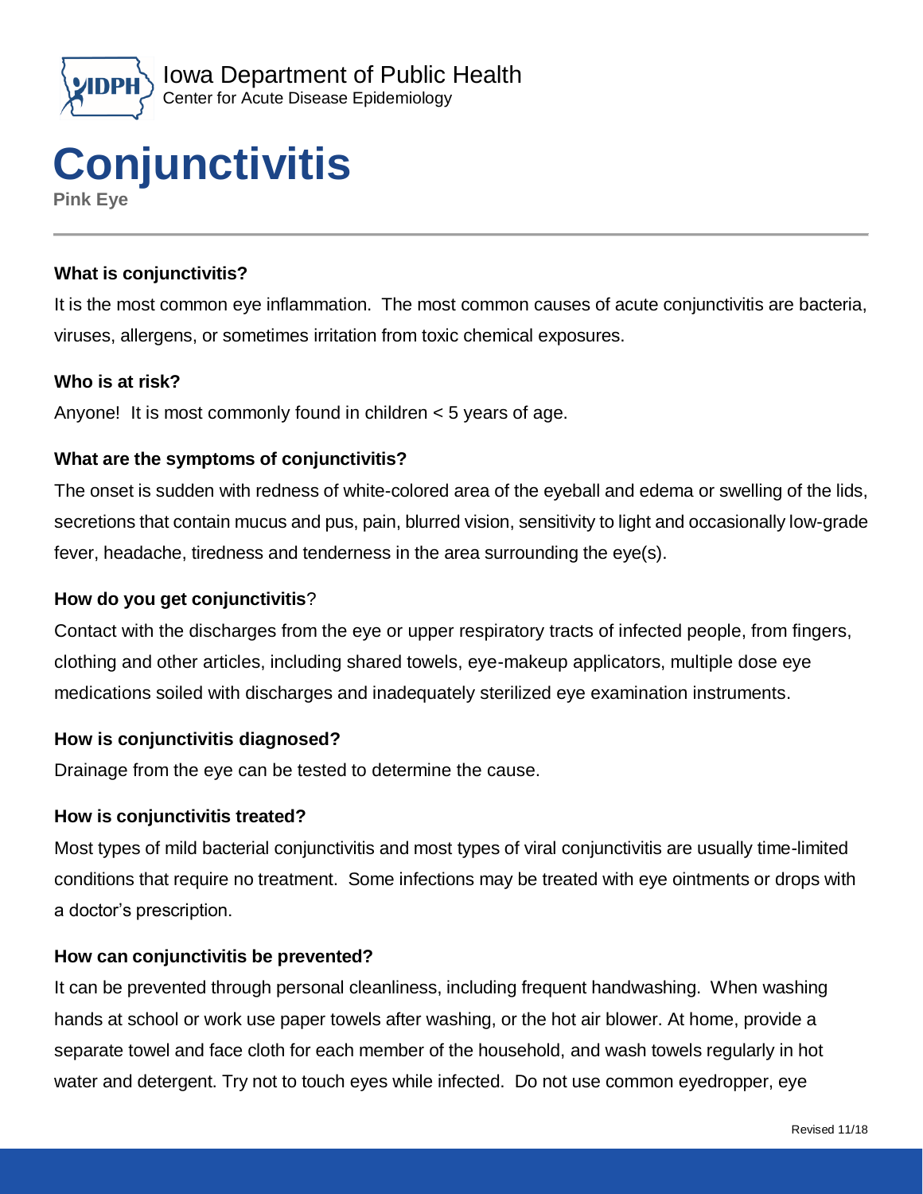Iowa Department of Public Health
Center for Acute Disease Epidemiology

# Conjunctivitis

**Pink Eye**

---

**What is conjunctivitis?**

It is the most common eye inflammation. The most common causes of acute conjunctivitis are bacteria, viruses, allergens, or sometimes irritation from toxic chemical exposures.

**Who is at risk?**

Anyone! It is most commonly found in children < 5 years of age.

**What are the symptoms of conjunctivitis?**

The onset is sudden with redness of white-colored area of the eyeball and edema or swelling of the lids, secretions that contain mucus and pus, pain, blurred vision, sensitivity to light and occasionally low-grade fever, headache, tiredness and tenderness in the area surrounding the eye(s).

**How do you get conjunctivitis**?

Contact with the discharges from the eye or upper respiratory tracts of infected people, from fingers, clothing and other articles, including shared towels, eye-makeup applicators, multiple dose eye medications soiled with discharges and inadequately sterilized eye examination instruments.

**How is conjunctivitis diagnosed?**

Drainage from the eye can be tested to determine the cause.

**How is conjunctivitis treated?**

Most types of mild bacterial conjunctivitis and most types of viral conjunctivitis are usually time-limited conditions that require no treatment. Some infections may be treated with eye ointments or drops with a doctor's prescription.

**How can conjunctivitis be prevented?**

It can be prevented through personal cleanliness, including frequent handwashing. When washing hands at school or work use paper towels after washing, or the hot air blower. At home, provide a separate towel and face cloth for each member of the household, and wash towels regularly in hot water and detergent. Try not to touch eyes while infected. Do not use common eyedropper, eye

Revised 11/18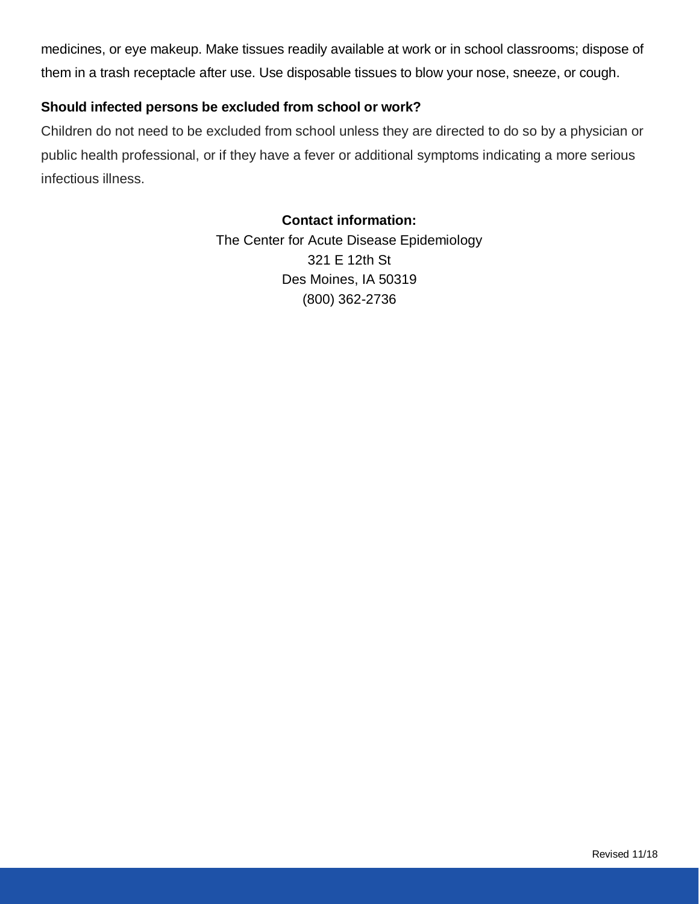medicines, or eye makeup. Make tissues readily available at work or in school classrooms; dispose of them in a trash receptacle after use. Use disposable tissues to blow your nose, sneeze, or cough.

### Should infected persons be excluded from school or work?

Children do not need to be excluded from school unless they are directed to do so by a physician or public health professional, or if they have a fever or additional symptoms indicating a more serious infectious illness.

**Contact information:**

The Center for Acute Disease Epidemiology
321 E 12th St
Des Moines, IA 50319
(800) 362-2736

Revised 11/18